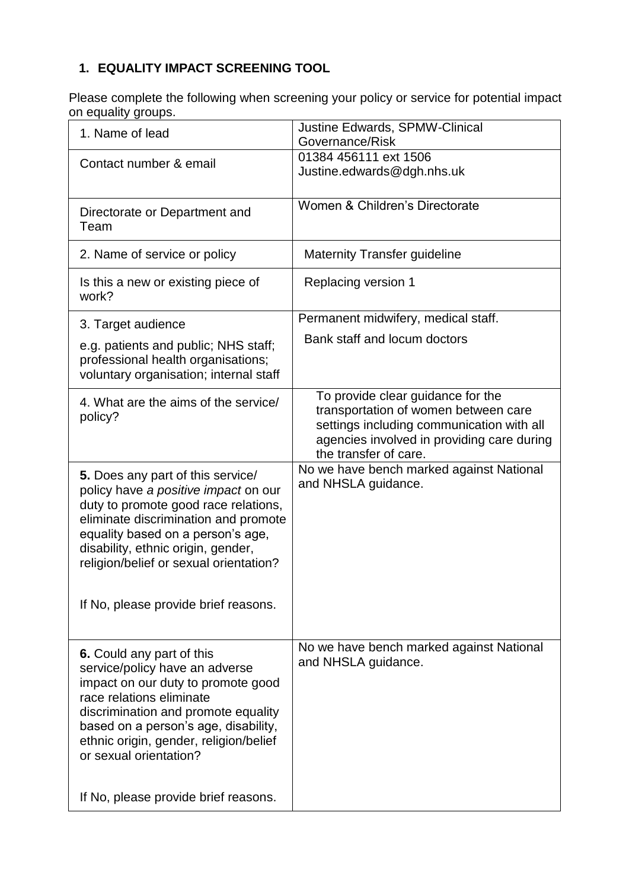## 1. EQUALITY IMPACT SCREENING TOOL

Please complete the following when screening your policy or service for potential impact on equality groups.

| | |
|---|---|
| 1. Name of lead | Justine Edwards, SPMW-Clinical Governance/Risk |
| Contact number & email | 01384 456111 ext 1506<br>Justine.edwards@dgh.nhs.uk |
| Directorate or Department and Team | Women & Children's Directorate |
| 2. Name of service or policy | Maternity Transfer guideline |
| Is this a new or existing piece of work? | Replacing version 1 |
| 3. Target audience<br><br>e.g. patients and public; NHS staff; professional health organisations; voluntary organisation; internal staff | Permanent midwifery, medical staff.<br><br>Bank staff and locum doctors |
| 4. What are the aims of the service/ policy? | To provide clear guidance for the transportation of women between care settings including communication with all agencies involved in providing care during the transfer of care. |
| **5.** Does any part of this service/ policy have *a positive impact* on our duty to promote good race relations, eliminate discrimination and promote equality based on a person's age, disability, ethnic origin, gender, religion/belief or sexual orientation?<br><br>If No, please provide brief reasons. | No we have bench marked against National and NHSLA guidance. |
| **6.** Could any part of this service/policy have an adverse impact on our duty to promote good race relations eliminate discrimination and promote equality based on a person's age, disability, ethnic origin, gender, religion/belief or sexual orientation?<br><br>If No, please provide brief reasons. | No we have bench marked against National and NHSLA guidance. |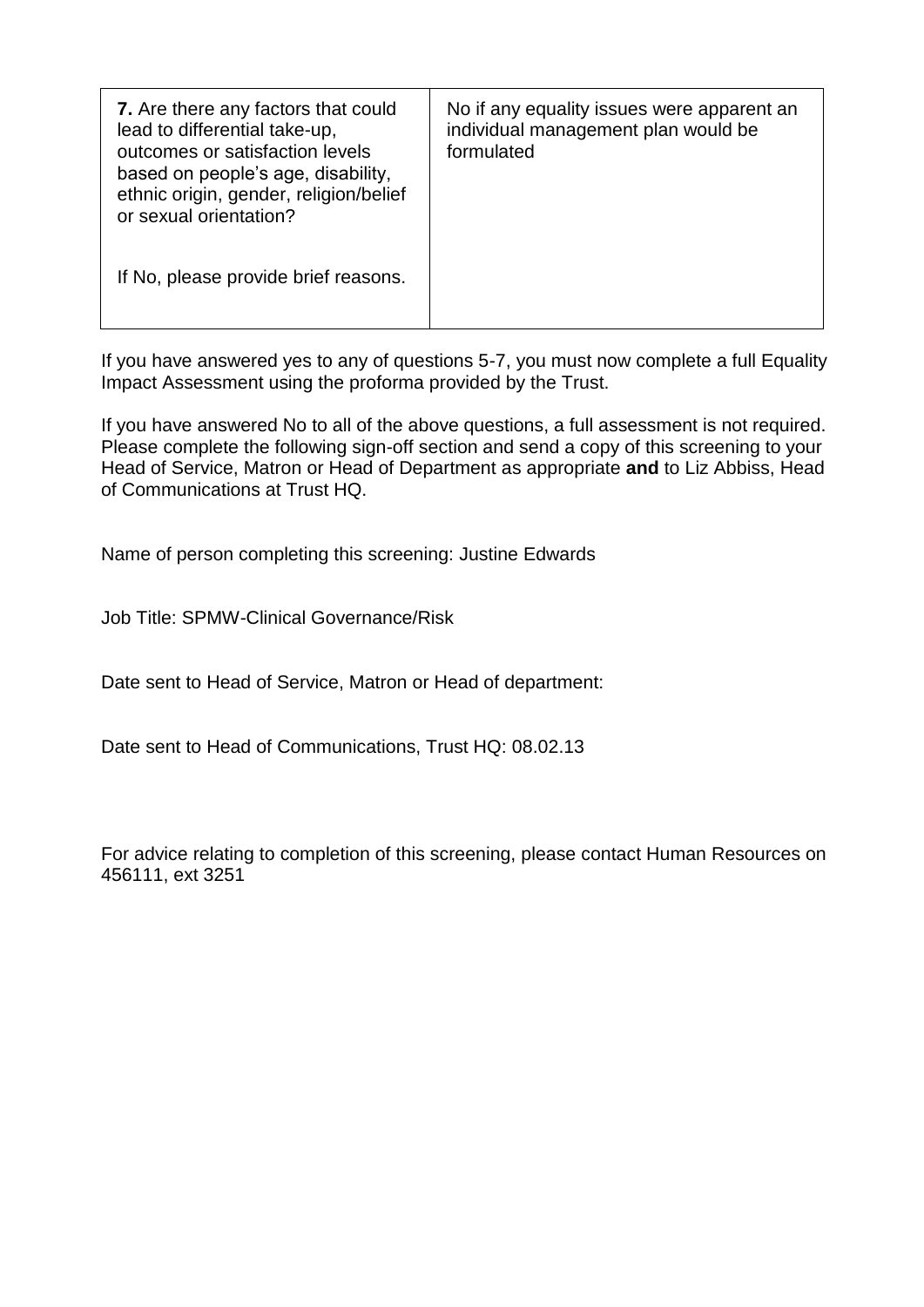| | |
|---|---|
| **7.** Are there any factors that could lead to differential take-up, outcomes or satisfaction levels based on people's age, disability, ethnic origin, gender, religion/belief or sexual orientation?<br><br>If No, please provide brief reasons. | No if any equality issues were apparent an individual management plan would be formulated |

If you have answered yes to any of questions 5-7, you must now complete a full Equality Impact Assessment using the proforma provided by the Trust.

If you have answered No to all of the above questions, a full assessment is not required. Please complete the following sign-off section and send a copy of this screening to your Head of Service, Matron or Head of Department as appropriate **and** to Liz Abbiss, Head of Communications at Trust HQ.

Name of person completing this screening: Justine Edwards

Job Title: SPMW-Clinical Governance/Risk

Date sent to Head of Service, Matron or Head of department:

Date sent to Head of Communications, Trust HQ: 08.02.13

For advice relating to completion of this screening, please contact Human Resources on 456111, ext 3251